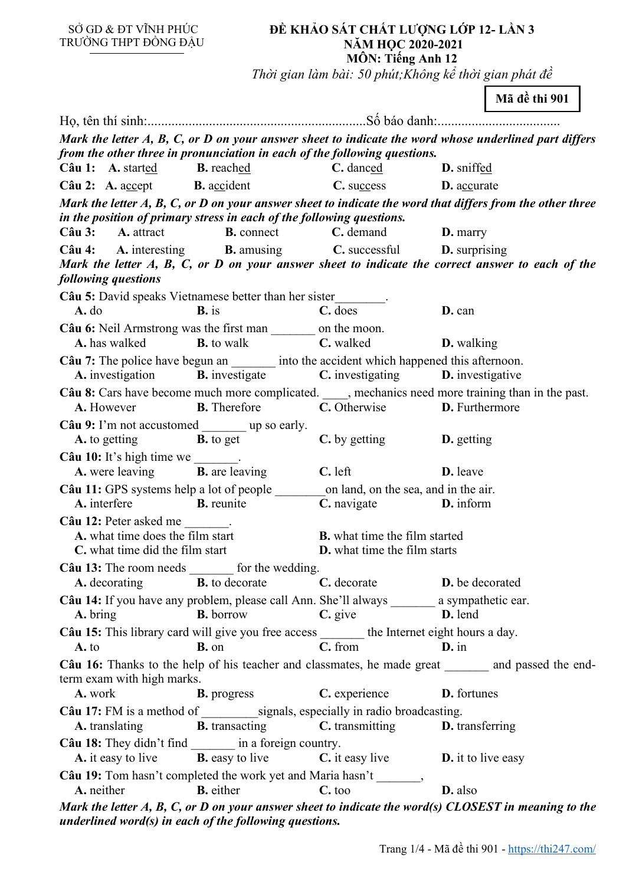SỞ GD & ĐT VĨNH PHÚC
TRƯỜNG THPT ĐỒNG ĐẬU

**ĐỀ KHẢO SÁT CHẤT LƯỢNG LỚP 12- LẦN 3**
**NĂM HỌC 2020-2021**
**MÔN: Tiếng Anh 12**
*Thời gian làm bài: 50 phút;Không kể thời gian phát đề*

**Mã đề thi 901**

Họ, tên thí sinh:..................................................................Số báo danh:....................................

***Mark the letter A, B, C, or D on your answer sheet to indicate the word whose underlined part differs from the other three in pronunciation in each of the following questions.***

**Câu 1:** **A.** start<u>ed</u> **B.** reach<u>ed</u> **C.** danc<u>ed</u> **D.** sniff<u>ed</u>

**Câu 2:** **A.** a<u>cc</u>ept **B.** a<u>cc</u>ident **C.** su<u>cc</u>ess **D.** a<u>cc</u>urate

***Mark the letter A, B, C, or D on your answer sheet to indicate the word that differs from the other three in the position of primary stress in each of the following questions.***

**Câu 3:** **A.** attract **B.** connect **C.** demand **D.** marry

**Câu 4:** **A.** interesting **B.** amusing **C.** successful **D.** surprising

***Mark the letter A, B, C, or D on your answer sheet to indicate the correct answer to each of the following questions***

**Câu 5:** David speaks Vietnamese better than her sister________.
**A.** do **B.** is **C.** does **D.** can

**Câu 6:** Neil Armstrong was the first man _______ on the moon.
**A.** has walked **B.** to walk **C.** walked **D.** walking

**Câu 7:** The police have begun an _______ into the accident which happened this afternoon.
**A.** investigation **B.** investigate **C.** investigating **D.** investigative

**Câu 8:** Cars have become much more complicated. ____, mechanics need more training than in the past.
**A.** However **B.** Therefore **C.** Otherwise **D.** Furthermore

**Câu 9:** I'm not accustomed _______ up so early.
**A.** to getting **B.** to get **C.** by getting **D.** getting

**Câu 10:** It's high time we _______.
**A.** were leaving **B.** are leaving **C.** left **D.** leave

**Câu 11:** GPS systems help a lot of people ________on land, on the sea, and in the air.
**A.** interfere **B.** reunite **C.** navigate **D.** inform

**Câu 12:** Peter asked me _______.
**A.** what time does the film start **B.** what time the film started
**C.** what time did the film start **D.** what time the film starts

**Câu 13:** The room needs _______ for the wedding.
**A.** decorating **B.** to decorate **C.** decorate **D.** be decorated

**Câu 14:** If you have any problem, please call Ann. She'll always _______ a sympathetic ear.
**A.** bring **B.** borrow **C.** give **D.** lend

**Câu 15:** This library card will give you free access _______ the Internet eight hours a day.
**A.** to **B.** on **C.** from **D.** in

**Câu 16:** Thanks to the help of his teacher and classmates, he made great _______ and passed the end-term exam with high marks.
**A.** work **B.** progress **C.** experience **D.** fortunes

**Câu 17:** FM is a method of _________signals, especially in radio broadcasting.
**A.** translating **B.** transacting **C.** transmitting **D.** transferring

**Câu 18:** They didn't find _______ in a foreign country.
**A.** it easy to live **B.** easy to live **C.** it easy live **D.** it to live easy

**Câu 19:** Tom hasn't completed the work yet and Maria hasn't _______,
**A.** neither **B.** either **C.** too **D.** also

***Mark the letter A, B, C, or D on your answer sheet to indicate the word(s) CLOSEST in meaning to the underlined word(s) in each of the following questions.***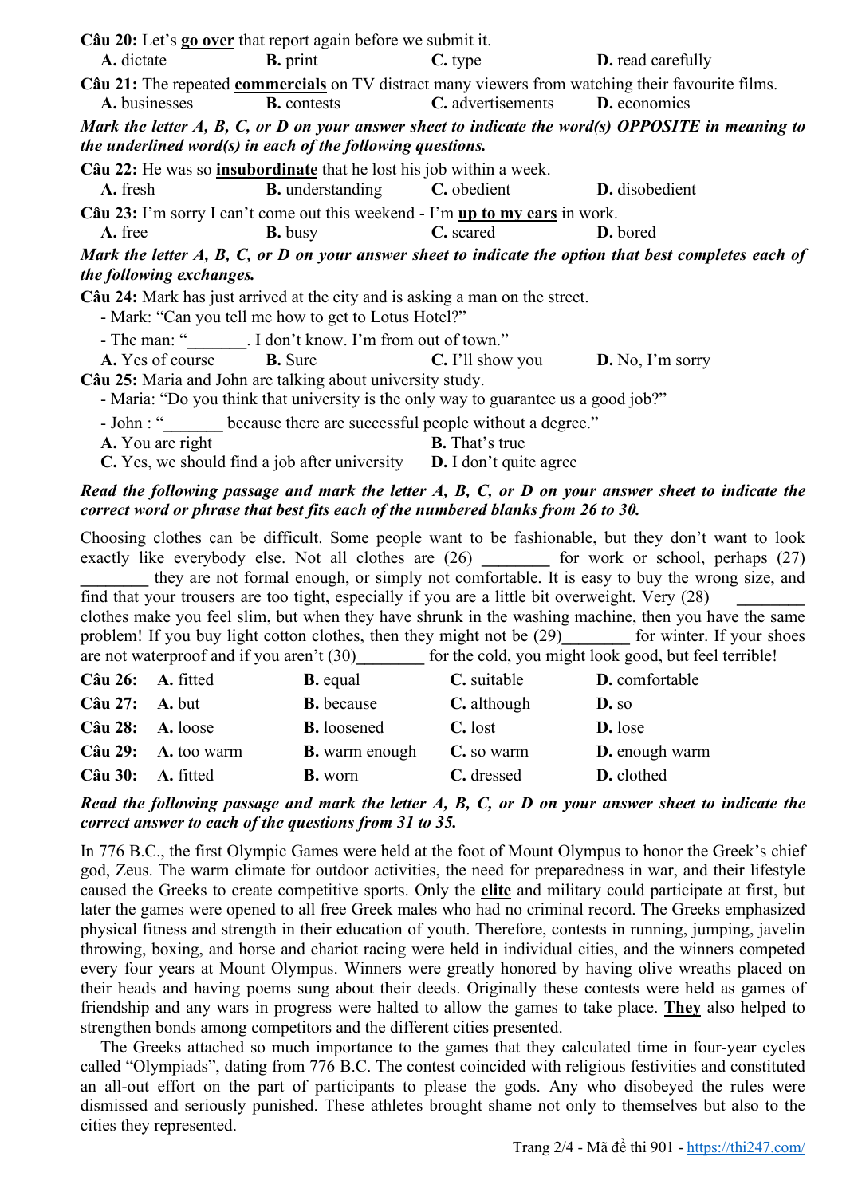**Câu 20:** Let's **go over** that report again before we submit it.

A. dictate B. print C. type D. read carefully

**Câu 21:** The repeated **commercials** on TV distract many viewers from watching their favourite films.

A. businesses B. contests C. advertisements D. economics

***Mark the letter A, B, C, or D on your answer sheet to indicate the word(s) OPPOSITE in meaning to the underlined word(s) in each of the following questions.***

**Câu 22:** He was so **insubordinate** that he lost his job within a week.

A. fresh B. understanding C. obedient D. disobedient

**Câu 23:** I'm sorry I can't come out this weekend - I'm **up to my ears** in work.

A. free B. busy C. scared D. bored

***Mark the letter A, B, C, or D on your answer sheet to indicate the option that best completes each of the following exchanges.***

**Câu 24:** Mark has just arrived at the city and is asking a man on the street.

- Mark: "Can you tell me how to get to Lotus Hotel?"
- The man: "_______. I don't know. I'm from out of town."

A. Yes of course B. Sure C. I'll show you D. No, I'm sorry

**Câu 25:** Maria and John are talking about university study.

- Maria: "Do you think that university is the only way to guarantee us a good job?"
- John : "_______ because there are successful people without a degree."

A. You are right B. That's true

C. Yes, we should find a job after university D. I don't quite agree

***Read the following passage and mark the letter A, B, C, or D on your answer sheet to indicate the correct word or phrase that best fits each of the numbered blanks from 26 to 30.***

Choosing clothes can be difficult. Some people want to be fashionable, but they don't want to look exactly like everybody else. Not all clothes are (26) ________ for work or school, perhaps (27) ________ they are not formal enough, or simply not comfortable. It is easy to buy the wrong size, and find that your trousers are too tight, especially if you are a little bit overweight. Very (28) ________ clothes make you feel slim, but when they have shrunk in the washing machine, then you have the same problem! If you buy light cotton clothes, then they might not be (29)________ for winter. If your shoes are not waterproof and if you aren't (30)________ for the cold, you might look good, but feel terrible!

**Câu 26:** A. fitted B. equal C. suitable D. comfortable

**Câu 27:** A. but B. because C. although D. so

**Câu 28:** A. loose B. loosened C. lost D. lose

**Câu 29:** A. too warm B. warm enough C. so warm D. enough warm

**Câu 30:** A. fitted B. worn C. dressed D. clothed

***Read the following passage and mark the letter A, B, C, or D on your answer sheet to indicate the correct answer to each of the questions from 31 to 35.***

In 776 B.C., the first Olympic Games were held at the foot of Mount Olympus to honor the Greek's chief god, Zeus. The warm climate for outdoor activities, the need for preparedness in war, and their lifestyle caused the Greeks to create competitive sports. Only the **elite** and military could participate at first, but later the games were opened to all free Greek males who had no criminal record. The Greeks emphasized physical fitness and strength in their education of youth. Therefore, contests in running, jumping, javelin throwing, boxing, and horse and chariot racing were held in individual cities, and the winners competed every four years at Mount Olympus. Winners were greatly honored by having olive wreaths placed on their heads and having poems sung about their deeds. Originally these contests were held as games of friendship and any wars in progress were halted to allow the games to take place. **They** also helped to strengthen bonds among competitors and the different cities presented.

The Greeks attached so much importance to the games that they calculated time in four-year cycles called "Olympiads", dating from 776 B.C. The contest coincided with religious festivities and constituted an all-out effort on the part of participants to please the gods. Any who disobeyed the rules were dismissed and seriously punished. These athletes brought shame not only to themselves but also to the cities they represented.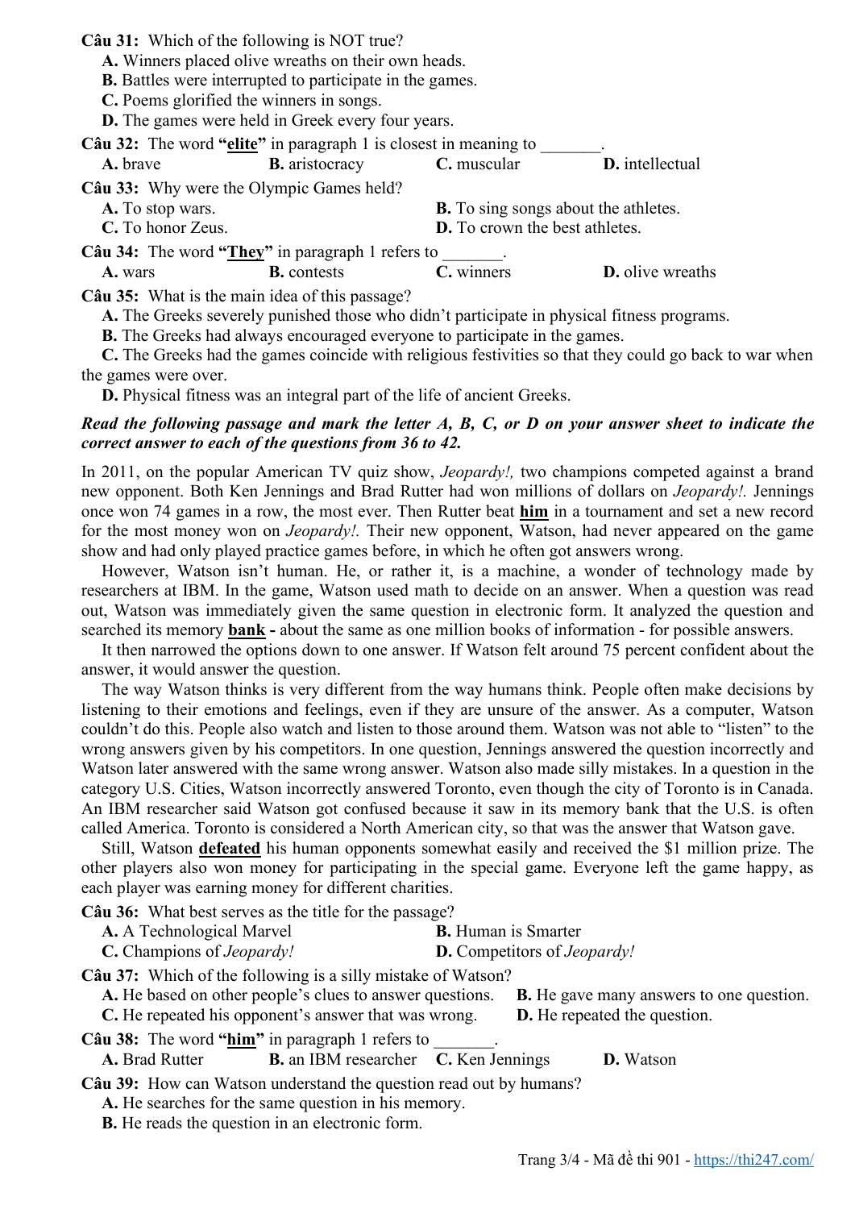**Câu 31:** Which of the following is NOT true?

**A.** Winners placed olive wreaths on their own heads.

**B.** Battles were interrupted to participate in the games.

**C.** Poems glorified the winners in songs.

**D.** The games were held in Greek every four years.

**Câu 32:** The word **"elite"** in paragraph 1 is closest in meaning to _______.

**A.** brave **B.** aristocracy **C.** muscular **D.** intellectual

**Câu 33:** Why were the Olympic Games held?

**A.** To stop wars. **B.** To sing songs about the athletes.

**C.** To honor Zeus. **D.** To crown the best athletes.

**Câu 34:** The word **"They"** in paragraph 1 refers to _______.

**A.** wars **B.** contests **C.** winners **D.** olive wreaths

**Câu 35:** What is the main idea of this passage?

**A.** The Greeks severely punished those who didn't participate in physical fitness programs.

**B.** The Greeks had always encouraged everyone to participate in the games.

**C.** The Greeks had the games coincide with religious festivities so that they could go back to war when the games were over.

**D.** Physical fitness was an integral part of the life of ancient Greeks.

***Read the following passage and mark the letter A, B, C, or D on your answer sheet to indicate the correct answer to each of the questions from 36 to 42.***

In 2011, on the popular American TV quiz show, *Jeopardy!,* two champions competed against a brand new opponent. Both Ken Jennings and Brad Rutter had won millions of dollars on *Jeopardy!.* Jennings once won 74 games in a row, the most ever. Then Rutter beat **him** in a tournament and set a new record for the most money won on *Jeopardy!.* Their new opponent, Watson, had never appeared on the game show and had only played practice games before, in which he often got answers wrong.

However, Watson isn't human. He, or rather it, is a machine, a wonder of technology made by researchers at IBM. In the game, Watson used math to decide on an answer. When a question was read out, Watson was immediately given the same question in electronic form. It analyzed the question and searched its memory **bank** - about the same as one million books of information - for possible answers.

It then narrowed the options down to one answer. If Watson felt around 75 percent confident about the answer, it would answer the question.

The way Watson thinks is very different from the way humans think. People often make decisions by listening to their emotions and feelings, even if they are unsure of the answer. As a computer, Watson couldn't do this. People also watch and listen to those around them. Watson was not able to "listen" to the wrong answers given by his competitors. In one question, Jennings answered the question incorrectly and Watson later answered with the same wrong answer. Watson also made silly mistakes. In a question in the category U.S. Cities, Watson incorrectly answered Toronto, even though the city of Toronto is in Canada. An IBM researcher said Watson got confused because it saw in its memory bank that the U.S. is often called America. Toronto is considered a North American city, so that was the answer that Watson gave.

Still, Watson **defeated** his human opponents somewhat easily and received the $1 million prize. The other players also won money for participating in the special game. Everyone left the game happy, as each player was earning money for different charities.

**Câu 36:** What best serves as the title for the passage?

**A.** A Technological Marvel **B.** Human is Smarter

**C.** Champions of *Jeopardy!* **D.** Competitors of *Jeopardy!*

**Câu 37:** Which of the following is a silly mistake of Watson?

**A.** He based on other people's clues to answer questions. **B.** He gave many answers to one question.

**C.** He repeated his opponent's answer that was wrong. **D.** He repeated the question.

**Câu 38:** The word **"him"** in paragraph 1 refers to _______.

**A.** Brad Rutter **B.** an IBM researcher **C.** Ken Jennings **D.** Watson

**Câu 39:** How can Watson understand the question read out by humans?

**A.** He searches for the same question in his memory.

**B.** He reads the question in an electronic form.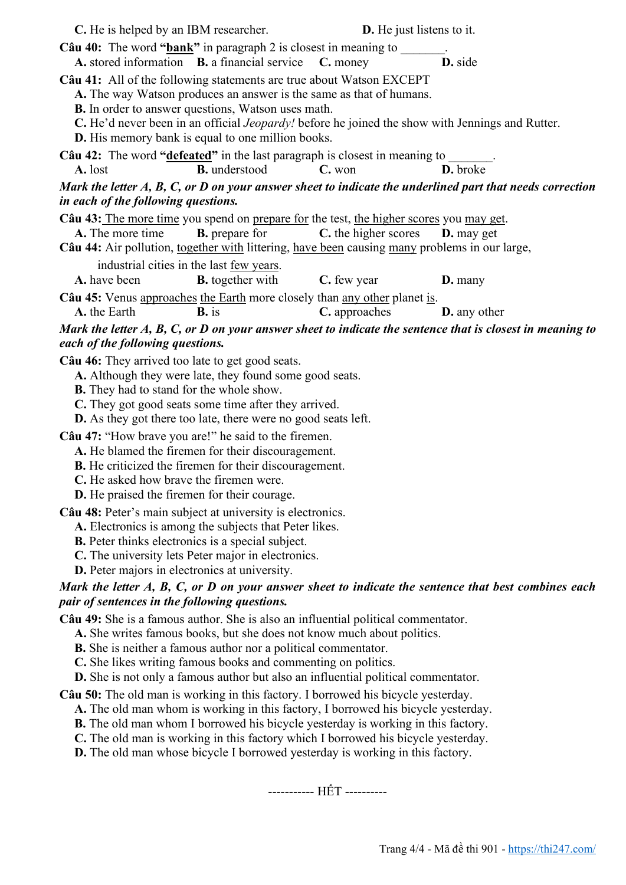**C.** He is helped by an IBM researcher. **D.** He just listens to it.

**Câu 40:** The word **"bank"** in paragraph 2 is closest in meaning to _______.

**A.** stored information **B.** a financial service **C.** money **D.** side

**Câu 41:** All of the following statements are true about Watson EXCEPT

**A.** The way Watson produces an answer is the same as that of humans.

**B.** In order to answer questions, Watson uses math.

**C.** He'd never been in an official *Jeopardy!* before he joined the show with Jennings and Rutter.

**D.** His memory bank is equal to one million books.

**Câu 42:** The word **"defeated"** in the last paragraph is closest in meaning to _______.

**A.** lost **B.** understood **C.** won **D.** broke

***Mark the letter A, B, C, or D on your answer sheet to indicate the underlined part that needs correction in each of the following questions.***

**Câu 43:** The more time you spend on prepare for the test, the higher scores you may get.

**A.** The more time **B.** prepare for **C.** the higher scores **D.** may get

**Câu 44:** Air pollution, together with littering, have been causing many problems in our large, industrial cities in the last few years.

**A.** have been **B.** together with **C.** few year **D.** many

**Câu 45:** Venus approaches the Earth more closely than any other planet is.

**A.** the Earth **B.** is **C.** approaches **D.** any other

***Mark the letter A, B, C, or D on your answer sheet to indicate the sentence that is closest in meaning to each of the following questions.***

**Câu 46:** They arrived too late to get good seats.

**A.** Although they were late, they found some good seats.

**B.** They had to stand for the whole show.

**C.** They got good seats some time after they arrived.

**D.** As they got there too late, there were no good seats left.

**Câu 47:** "How brave you are!" he said to the firemen.

**A.** He blamed the firemen for their discouragement.

**B.** He criticized the firemen for their discouragement.

**C.** He asked how brave the firemen were.

**D.** He praised the firemen for their courage.

**Câu 48:** Peter's main subject at university is electronics.

**A.** Electronics is among the subjects that Peter likes.

**B.** Peter thinks electronics is a special subject.

**C.** The university lets Peter major in electronics.

**D.** Peter majors in electronics at university.

***Mark the letter A, B, C, or D on your answer sheet to indicate the sentence that best combines each pair of sentences in the following questions.***

**Câu 49:** She is a famous author. She is also an influential political commentator.

**A.** She writes famous books, but she does not know much about politics.

**B.** She is neither a famous author nor a political commentator.

**C.** She likes writing famous books and commenting on politics.

**D.** She is not only a famous author but also an influential political commentator.

**Câu 50:** The old man is working in this factory. I borrowed his bicycle yesterday.

**A.** The old man whom is working in this factory, I borrowed his bicycle yesterday.

**B.** The old man whom I borrowed his bicycle yesterday is working in this factory.

**C.** The old man is working in this factory which I borrowed his bicycle yesterday.

**D.** The old man whose bicycle I borrowed yesterday is working in this factory.

----------- HẾT ----------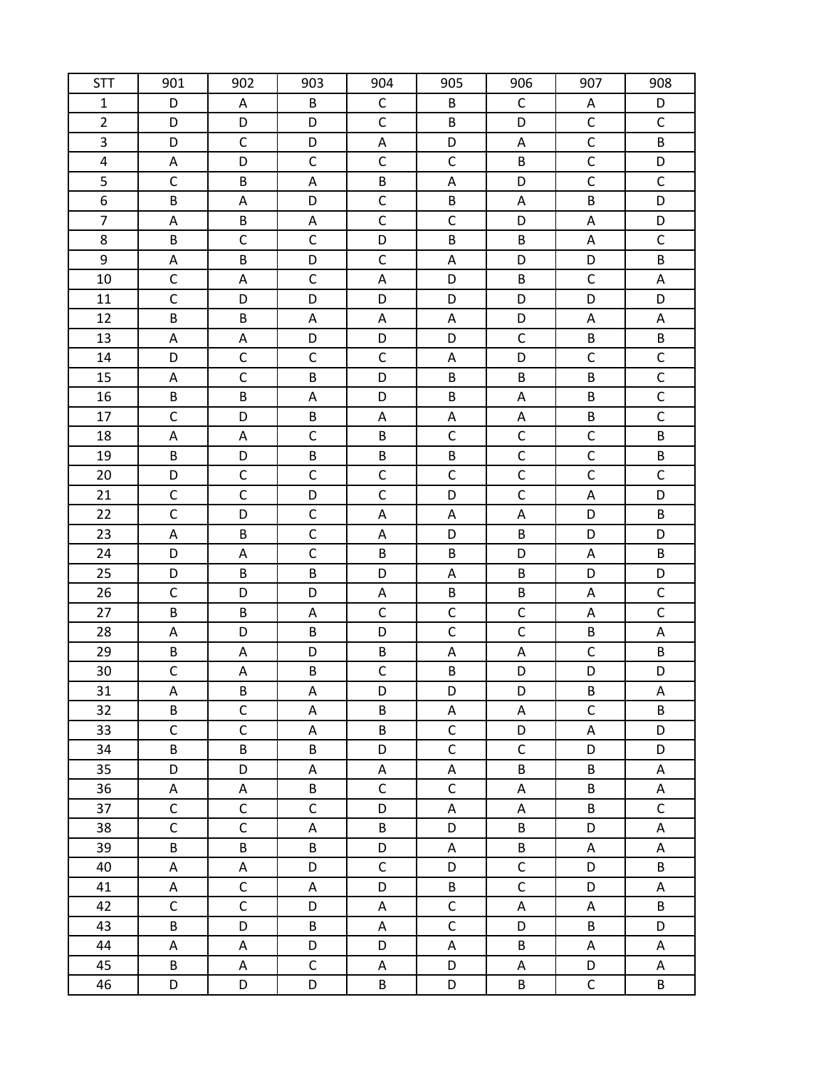| STT | 901 | 902 | 903 | 904 | 905 | 906 | 907 | 908 |
|---|---|---|---|---|---|---|---|---|
| 1 | D | A | B | C | B | C | A | D |
| 2 | D | D | D | C | B | D | C | C |
| 3 | D | C | D | A | D | A | C | B |
| 4 | A | D | C | C | C | B | C | D |
| 5 | C | B | A | B | A | D | C | C |
| 6 | B | A | D | C | B | A | B | D |
| 7 | A | B | A | C | C | D | A | D |
| 8 | B | C | C | D | B | B | A | C |
| 9 | A | B | D | C | A | D | D | B |
| 10 | C | A | C | A | D | B | C | A |
| 11 | C | D | D | D | D | D | D | D |
| 12 | B | B | A | A | A | D | A | A |
| 13 | A | A | D | D | D | C | B | B |
| 14 | D | C | C | C | A | D | C | C |
| 15 | A | C | B | D | B | B | B | C |
| 16 | B | B | A | D | B | A | B | C |
| 17 | C | D | B | A | A | A | B | C |
| 18 | A | A | C | B | C | C | C | B |
| 19 | B | D | B | B | B | C | C | B |
| 20 | D | C | C | C | C | C | C | C |
| 21 | C | C | D | C | D | C | A | D |
| 22 | C | D | C | A | A | A | D | B |
| 23 | A | B | C | A | D | B | D | D |
| 24 | D | A | C | B | B | D | A | B |
| 25 | D | B | B | D | A | B | D | D |
| 26 | C | D | D | A | B | B | A | C |
| 27 | B | B | A | C | C | C | A | C |
| 28 | A | D | B | D | C | C | B | A |
| 29 | B | A | D | B | A | A | C | B |
| 30 | C | A | B | C | B | D | D | D |
| 31 | A | B | A | D | D | D | B | A |
| 32 | B | C | A | B | A | A | C | B |
| 33 | C | C | A | B | C | D | A | D |
| 34 | B | B | B | D | C | C | D | D |
| 35 | D | D | A | A | A | B | B | A |
| 36 | A | A | B | C | C | A | B | A |
| 37 | C | C | C | D | A | A | B | C |
| 38 | C | C | A | B | D | B | D | A |
| 39 | B | B | B | D | A | B | A | A |
| 40 | A | A | D | C | D | C | D | B |
| 41 | A | C | A | D | B | C | D | A |
| 42 | C | C | D | A | C | A | A | B |
| 43 | B | D | B | A | C | D | B | D |
| 44 | A | A | D | D | A | B | A | A |
| 45 | B | A | C | A | D | A | D | A |
| 46 | D | D | D | B | D | B | C | B |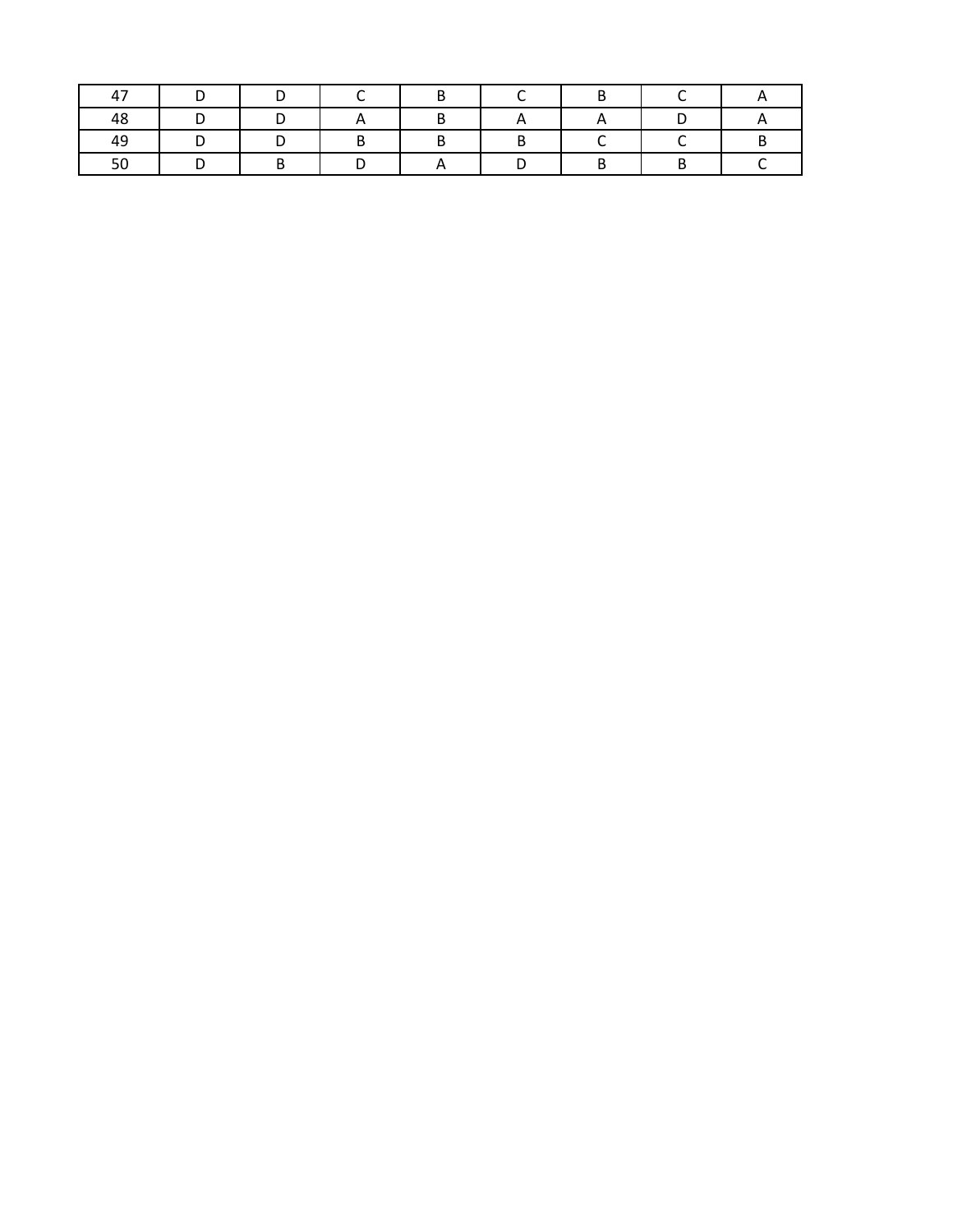| 47 | D | D | C | B | C | B | C | A |
|---|---|---|---|---|---|---|---|---|
| 48 | D | D | A | B | A | A | D | A |
| 49 | D | D | B | B | B | C | C | B |
| 50 | D | B | D | A | D | B | B | C |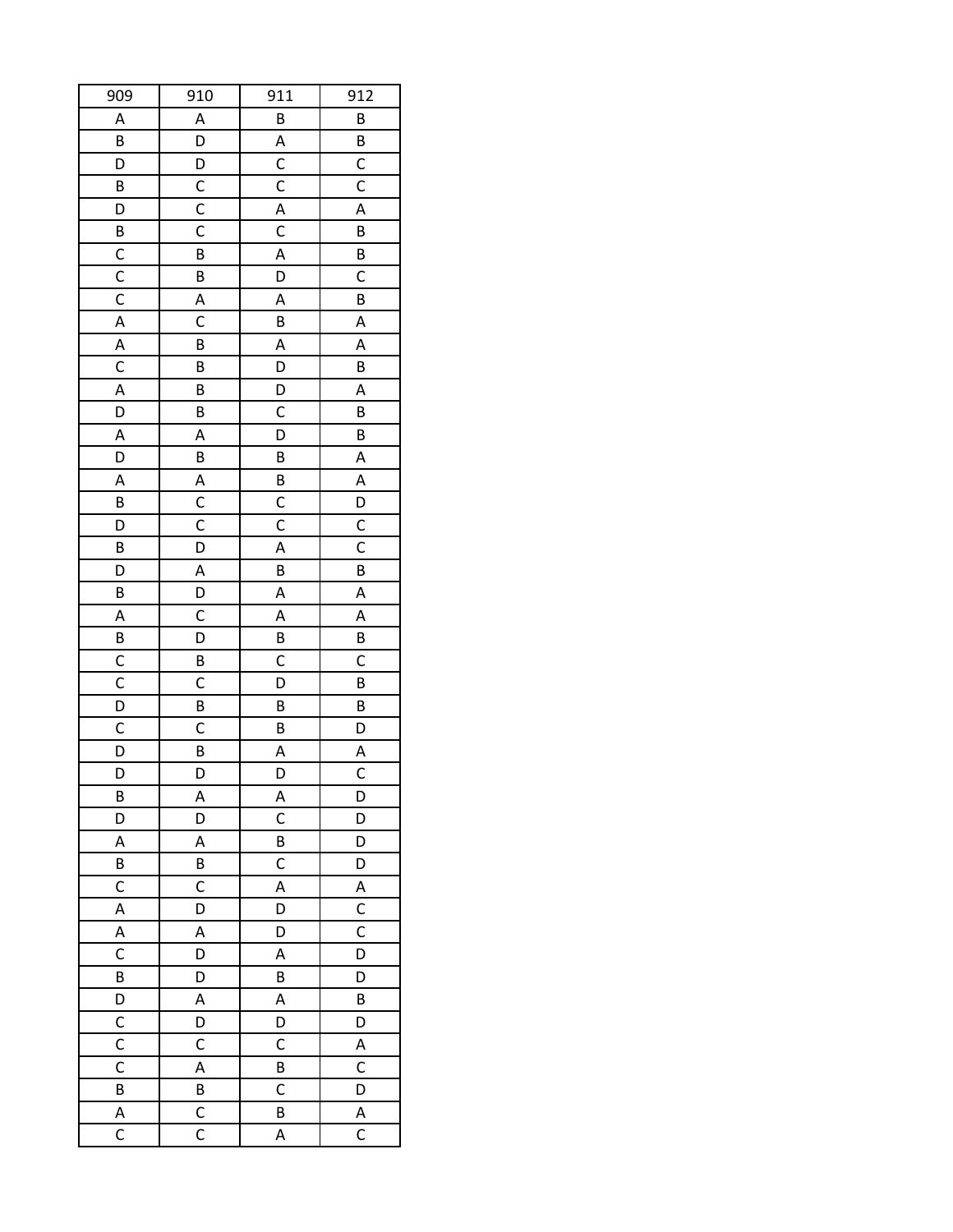| 909 | 910 | 911 | 912 |
|---|---|---|---|
| A | A | B | B |
| B | D | A | B |
| D | D | C | C |
| B | C | C | C |
| D | C | A | A |
| B | C | C | B |
| C | B | A | B |
| C | B | D | C |
| C | A | A | B |
| A | C | B | A |
| A | B | A | A |
| C | B | D | B |
| A | B | D | A |
| D | B | C | B |
| A | A | D | B |
| D | B | B | A |
| A | A | B | A |
| B | C | C | D |
| D | C | C | C |
| B | D | A | C |
| D | A | B | B |
| B | D | A | A |
| A | C | A | A |
| B | D | B | B |
| C | B | C | C |
| C | C | D | B |
| D | B | B | B |
| C | C | B | D |
| D | B | A | A |
| D | D | D | C |
| B | A | A | D |
| D | D | C | D |
| A | A | B | D |
| B | B | C | D |
| C | C | A | A |
| A | D | D | C |
| A | A | D | C |
| C | D | A | D |
| B | D | B | D |
| D | A | A | B |
| C | D | D | D |
| C | C | C | A |
| C | A | B | C |
| B | B | C | D |
| A | C | B | A |
| C | C | A | C |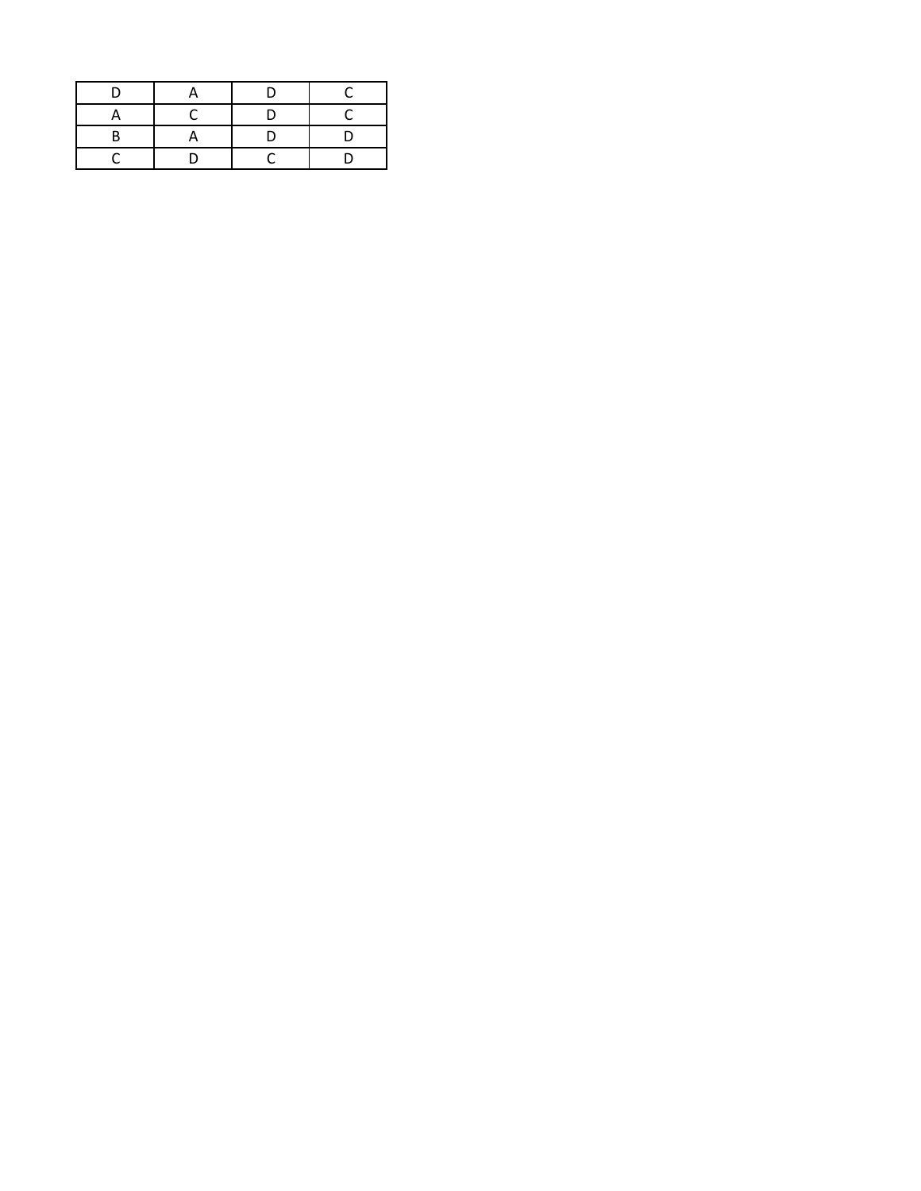| | | | |
|---|---|---|---|
| D | A | D | C |
| A | C | D | C |
| B | A | D | D |
| C | D | C | D |